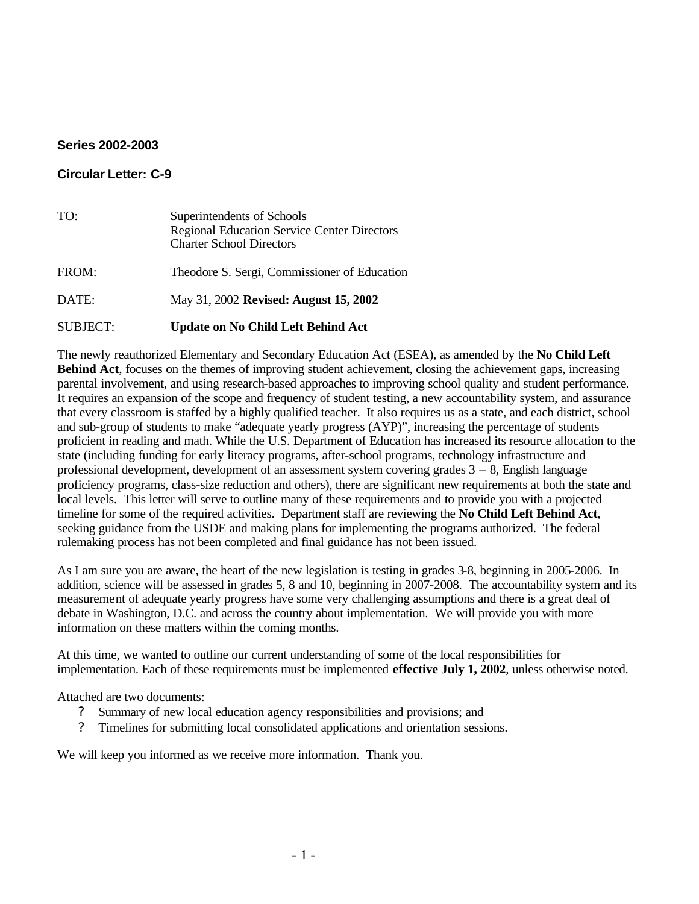**Series 2002-2003**

**Circular Letter: C-9**

| | |
|---|---|
| TO: | Superintendents of Schools<br>Regional Education Service Center Directors<br>Charter School Directors |
| FROM: | Theodore S. Sergi, Commissioner of Education |
| DATE: | May 31, 2002 **Revised: August 15, 2002** |
| SUBJECT: | **Update on No Child Left Behind Act** |

The newly reauthorized Elementary and Secondary Education Act (ESEA), as amended by the **No Child Left Behind Act**, focuses on the themes of improving student achievement, closing the achievement gaps, increasing parental involvement, and using research-based approaches to improving school quality and student performance. It requires an expansion of the scope and frequency of student testing, a new accountability system, and assurance that every classroom is staffed by a highly qualified teacher. It also requires us as a state, and each district, school and sub-group of students to make "adequate yearly progress (AYP)", increasing the percentage of students proficient in reading and math. While the U.S. Department of Education has increased its resource allocation to the state (including funding for early literacy programs, after-school programs, technology infrastructure and professional development, development of an assessment system covering grades 3 – 8, English language proficiency programs, class-size reduction and others), there are significant new requirements at both the state and local levels. This letter will serve to outline many of these requirements and to provide you with a projected timeline for some of the required activities. Department staff are reviewing the **No Child Left Behind Act**, seeking guidance from the USDE and making plans for implementing the programs authorized. The federal rulemaking process has not been completed and final guidance has not been issued.

As I am sure you are aware, the heart of the new legislation is testing in grades 3-8, beginning in 2005-2006. In addition, science will be assessed in grades 5, 8 and 10, beginning in 2007-2008. The accountability system and its measurement of adequate yearly progress have some very challenging assumptions and there is a great deal of debate in Washington, D.C. and across the country about implementation. We will provide you with more information on these matters within the coming months.

At this time, we wanted to outline our current understanding of some of the local responsibilities for implementation. Each of these requirements must be implemented **effective July 1, 2002**, unless otherwise noted.

Attached are two documents:

- Summary of new local education agency responsibilities and provisions; and
- Timelines for submitting local consolidated applications and orientation sessions.

We will keep you informed as we receive more information. Thank you.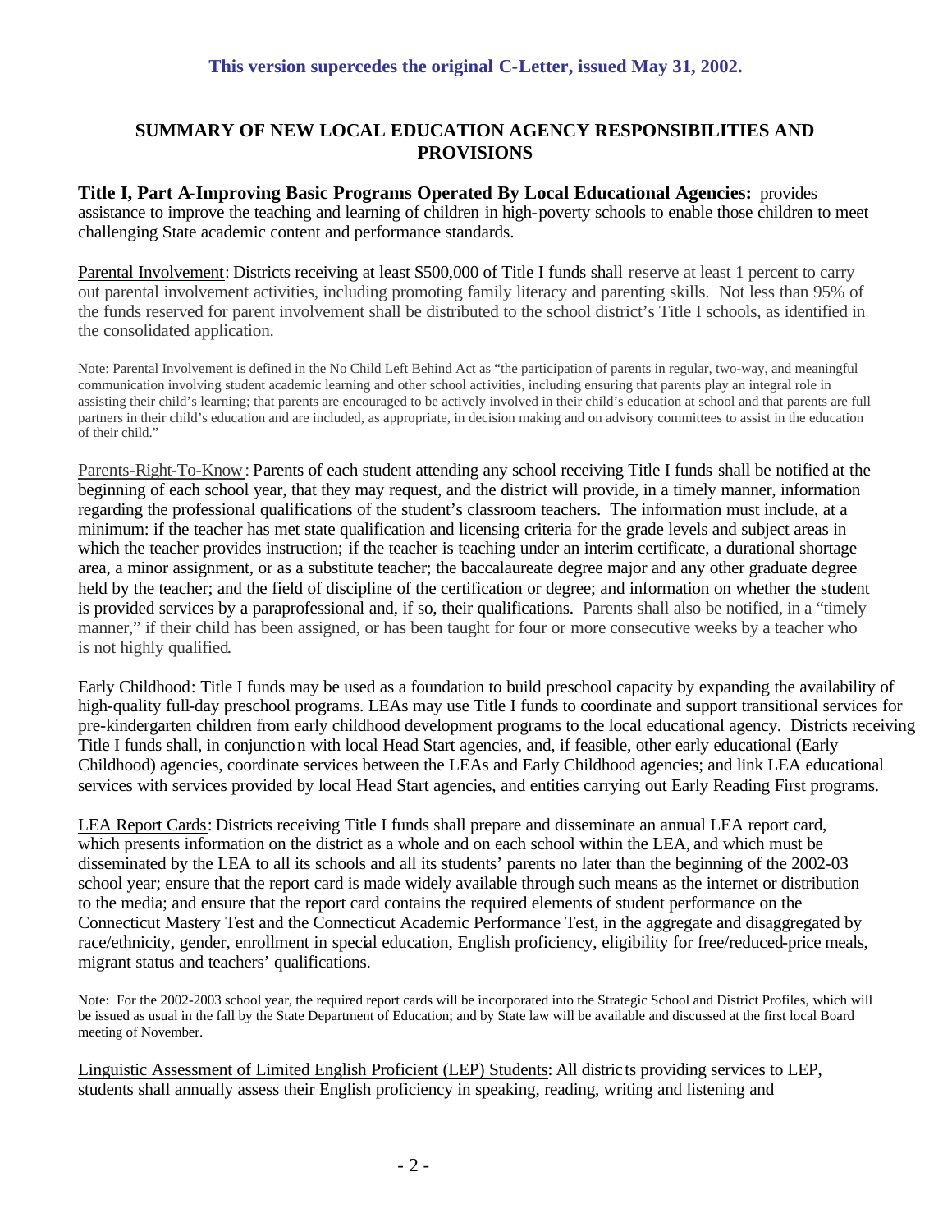**This version supercedes the original C-Letter, issued May 31, 2002.**

## SUMMARY OF NEW LOCAL EDUCATION AGENCY RESPONSIBILITIES AND PROVISIONS

**Title I, Part A-Improving Basic Programs Operated By Local Educational Agencies:** provides assistance to improve the teaching and learning of children in high-poverty schools to enable those children to meet challenging State academic content and performance standards.

Parental Involvement: Districts receiving at least $500,000 of Title I funds shall reserve at least 1 percent to carry out parental involvement activities, including promoting family literacy and parenting skills. Not less than 95% of the funds reserved for parent involvement shall be distributed to the school district's Title I schools, as identified in the consolidated application.

Note: Parental Involvement is defined in the No Child Left Behind Act as "the participation of parents in regular, two-way, and meaningful communication involving student academic learning and other school activities, including ensuring that parents play an integral role in assisting their child's learning; that parents are encouraged to be actively involved in their child's education at school and that parents are full partners in their child's education and are included, as appropriate, in decision making and on advisory committees to assist in the education of their child."

Parents-Right-To-Know: Parents of each student attending any school receiving Title I funds shall be notified at the beginning of each school year, that they may request, and the district will provide, in a timely manner, information regarding the professional qualifications of the student's classroom teachers. The information must include, at a minimum: if the teacher has met state qualification and licensing criteria for the grade levels and subject areas in which the teacher provides instruction; if the teacher is teaching under an interim certificate, a durational shortage area, a minor assignment, or as a substitute teacher; the baccalaureate degree major and any other graduate degree held by the teacher; and the field of discipline of the certification or degree; and information on whether the student is provided services by a paraprofessional and, if so, their qualifications. Parents shall also be notified, in a "timely manner," if their child has been assigned, or has been taught for four or more consecutive weeks by a teacher who is not highly qualified.

Early Childhood: Title I funds may be used as a foundation to build preschool capacity by expanding the availability of high-quality full-day preschool programs. LEAs may use Title I funds to coordinate and support transitional services for pre-kindergarten children from early childhood development programs to the local educational agency. Districts receiving Title I funds shall, in conjunction with local Head Start agencies, and, if feasible, other early educational (Early Childhood) agencies, coordinate services between the LEAs and Early Childhood agencies; and link LEA educational services with services provided by local Head Start agencies, and entities carrying out Early Reading First programs.

LEA Report Cards: Districts receiving Title I funds shall prepare and disseminate an annual LEA report card, which presents information on the district as a whole and on each school within the LEA, and which must be disseminated by the LEA to all its schools and all its students' parents no later than the beginning of the 2002-03 school year; ensure that the report card is made widely available through such means as the internet or distribution to the media; and ensure that the report card contains the required elements of student performance on the Connecticut Mastery Test and the Connecticut Academic Performance Test, in the aggregate and disaggregated by race/ethnicity, gender, enrollment in special education, English proficiency, eligibility for free/reduced-price meals, migrant status and teachers' qualifications.

Note: For the 2002-2003 school year, the required report cards will be incorporated into the Strategic School and District Profiles, which will be issued as usual in the fall by the State Department of Education; and by State law will be available and discussed at the first local Board meeting of November.

Linguistic Assessment of Limited English Proficient (LEP) Students: All districts providing services to LEP, students shall annually assess their English proficiency in speaking, reading, writing and listening and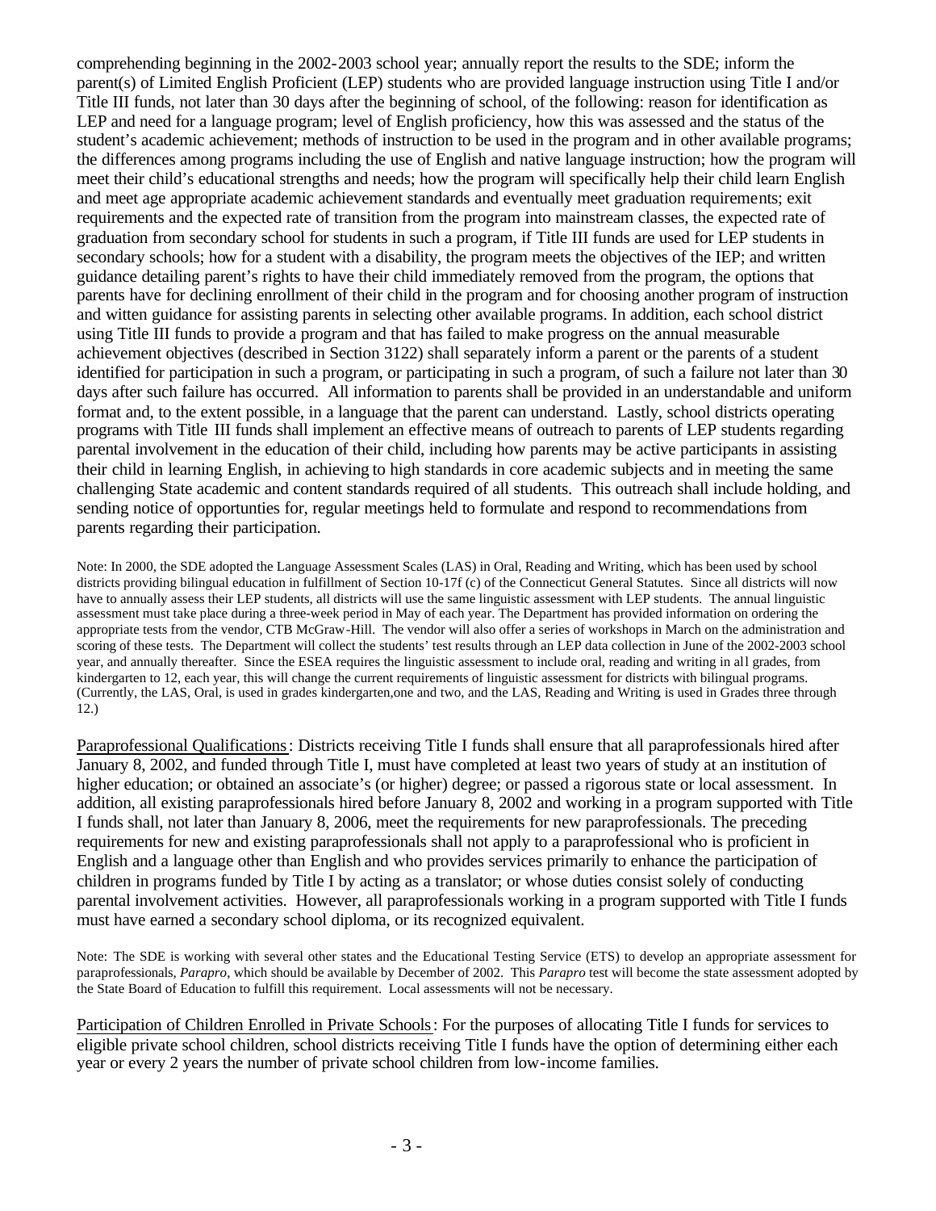comprehending beginning in the 2002-2003 school year; annually report the results to the SDE; inform the parent(s) of Limited English Proficient (LEP) students who are provided language instruction using Title I and/or Title III funds, not later than 30 days after the beginning of school, of the following: reason for identification as LEP and need for a language program; level of English proficiency, how this was assessed and the status of the student's academic achievement; methods of instruction to be used in the program and in other available programs; the differences among programs including the use of English and native language instruction; how the program will meet their child's educational strengths and needs; how the program will specifically help their child learn English and meet age appropriate academic achievement standards and eventually meet graduation requirements; exit requirements and the expected rate of transition from the program into mainstream classes, the expected rate of graduation from secondary school for students in such a program, if Title III funds are used for LEP students in secondary schools; how for a student with a disability, the program meets the objectives of the IEP; and written guidance detailing parent's rights to have their child immediately removed from the program, the options that parents have for declining enrollment of their child in the program and for choosing another program of instruction and witten guidance for assisting parents in selecting other available programs. In addition, each school district using Title III funds to provide a program and that has failed to make progress on the annual measurable achievement objectives (described in Section 3122) shall separately inform a parent or the parents of a student identified for participation in such a program, or participating in such a program, of such a failure not later than 30 days after such failure has occurred. All information to parents shall be provided in an understandable and uniform format and, to the extent possible, in a language that the parent can understand. Lastly, school districts operating programs with Title III funds shall implement an effective means of outreach to parents of LEP students regarding parental involvement in the education of their child, including how parents may be active participants in assisting their child in learning English, in achieving to high standards in core academic subjects and in meeting the same challenging State academic and content standards required of all students. This outreach shall include holding, and sending notice of opportunties for, regular meetings held to formulate and respond to recommendations from parents regarding their participation.

Note: In 2000, the SDE adopted the Language Assessment Scales (LAS) in Oral, Reading and Writing, which has been used by school districts providing bilingual education in fulfillment of Section 10-17f (c) of the Connecticut General Statutes. Since all districts will now have to annually assess their LEP students, all districts will use the same linguistic assessment with LEP students. The annual linguistic assessment must take place during a three-week period in May of each year. The Department has provided information on ordering the appropriate tests from the vendor, CTB McGraw-Hill. The vendor will also offer a series of workshops in March on the administration and scoring of these tests. The Department will collect the students' test results through an LEP data collection in June of the 2002-2003 school year, and annually thereafter. Since the ESEA requires the linguistic assessment to include oral, reading and writing in all grades, from kindergarten to 12, each year, this will change the current requirements of linguistic assessment for districts with bilingual programs. (Currently, the LAS, Oral, is used in grades kindergarten,one and two, and the LAS, Reading and Writing is used in Grades three through 12.)

Paraprofessional Qualifications: Districts receiving Title I funds shall ensure that all paraprofessionals hired after January 8, 2002, and funded through Title I, must have completed at least two years of study at an institution of higher education; or obtained an associate's (or higher) degree; or passed a rigorous state or local assessment. In addition, all existing paraprofessionals hired before January 8, 2002 and working in a program supported with Title I funds shall, not later than January 8, 2006, meet the requirements for new paraprofessionals. The preceding requirements for new and existing paraprofessionals shall not apply to a paraprofessional who is proficient in English and a language other than English and who provides services primarily to enhance the participation of children in programs funded by Title I by acting as a translator; or whose duties consist solely of conducting parental involvement activities. However, all paraprofessionals working in a program supported with Title I funds must have earned a secondary school diploma, or its recognized equivalent.

Note: The SDE is working with several other states and the Educational Testing Service (ETS) to develop an appropriate assessment for paraprofessionals, *Parapro*, which should be available by December of 2002. This *Parapro* test will become the state assessment adopted by the State Board of Education to fulfill this requirement. Local assessments will not be necessary.

Participation of Children Enrolled in Private Schools: For the purposes of allocating Title I funds for services to eligible private school children, school districts receiving Title I funds have the option of determining either each year or every 2 years the number of private school children from low-income families.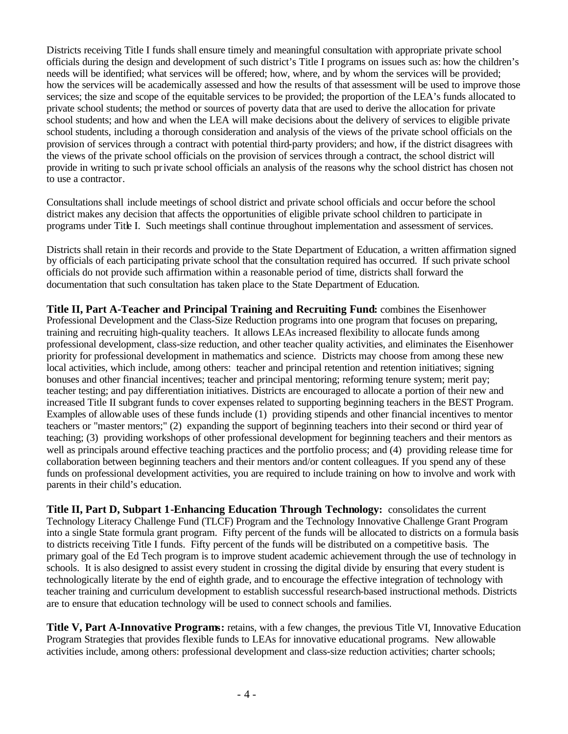Districts receiving Title I funds shall ensure timely and meaningful consultation with appropriate private school officials during the design and development of such district's Title I programs on issues such as: how the children's needs will be identified; what services will be offered; how, where, and by whom the services will be provided; how the services will be academically assessed and how the results of that assessment will be used to improve those services; the size and scope of the equitable services to be provided; the proportion of the LEA's funds allocated to private school students; the method or sources of poverty data that are used to derive the allocation for private school students; and how and when the LEA will make decisions about the delivery of services to eligible private school students, including a thorough consideration and analysis of the views of the private school officials on the provision of services through a contract with potential third-party providers; and how, if the district disagrees with the views of the private school officials on the provision of services through a contract, the school district will provide in writing to such private school officials an analysis of the reasons why the school district has chosen not to use a contractor.

Consultations shall include meetings of school district and private school officials and occur before the school district makes any decision that affects the opportunities of eligible private school children to participate in programs under Title I. Such meetings shall continue throughout implementation and assessment of services.

Districts shall retain in their records and provide to the State Department of Education, a written affirmation signed by officials of each participating private school that the consultation required has occurred. If such private school officials do not provide such affirmation within a reasonable period of time, districts shall forward the documentation that such consultation has taken place to the State Department of Education.

**Title II, Part A-Teacher and Principal Training and Recruiting Fund:** combines the Eisenhower Professional Development and the Class-Size Reduction programs into one program that focuses on preparing, training and recruiting high-quality teachers. It allows LEAs increased flexibility to allocate funds among professional development, class-size reduction, and other teacher quality activities, and eliminates the Eisenhower priority for professional development in mathematics and science. Districts may choose from among these new local activities, which include, among others: teacher and principal retention and retention initiatives; signing bonuses and other financial incentives; teacher and principal mentoring; reforming tenure system; merit pay; teacher testing; and pay differentiation initiatives. Districts are encouraged to allocate a portion of their new and increased Title II subgrant funds to cover expenses related to supporting beginning teachers in the BEST Program. Examples of allowable uses of these funds include (1) providing stipends and other financial incentives to mentor teachers or "master mentors;" (2) expanding the support of beginning teachers into their second or third year of teaching; (3) providing workshops of other professional development for beginning teachers and their mentors as well as principals around effective teaching practices and the portfolio process; and (4) providing release time for collaboration between beginning teachers and their mentors and/or content colleagues. If you spend any of these funds on professional development activities, you are required to include training on how to involve and work with parents in their child's education.

**Title II, Part D, Subpart 1-Enhancing Education Through Technology:** consolidates the current Technology Literacy Challenge Fund (TLCF) Program and the Technology Innovative Challenge Grant Program into a single State formula grant program. Fifty percent of the funds will be allocated to districts on a formula basis to districts receiving Title I funds. Fifty percent of the funds will be distributed on a competitive basis. The primary goal of the Ed Tech program is to improve student academic achievement through the use of technology in schools. It is also designed to assist every student in crossing the digital divide by ensuring that every student is technologically literate by the end of eighth grade, and to encourage the effective integration of technology with teacher training and curriculum development to establish successful research-based instructional methods. Districts are to ensure that education technology will be used to connect schools and families.

**Title V, Part A-Innovative Programs:** retains, with a few changes, the previous Title VI, Innovative Education Program Strategies that provides flexible funds to LEAs for innovative educational programs. New allowable activities include, among others: professional development and class-size reduction activities; charter schools;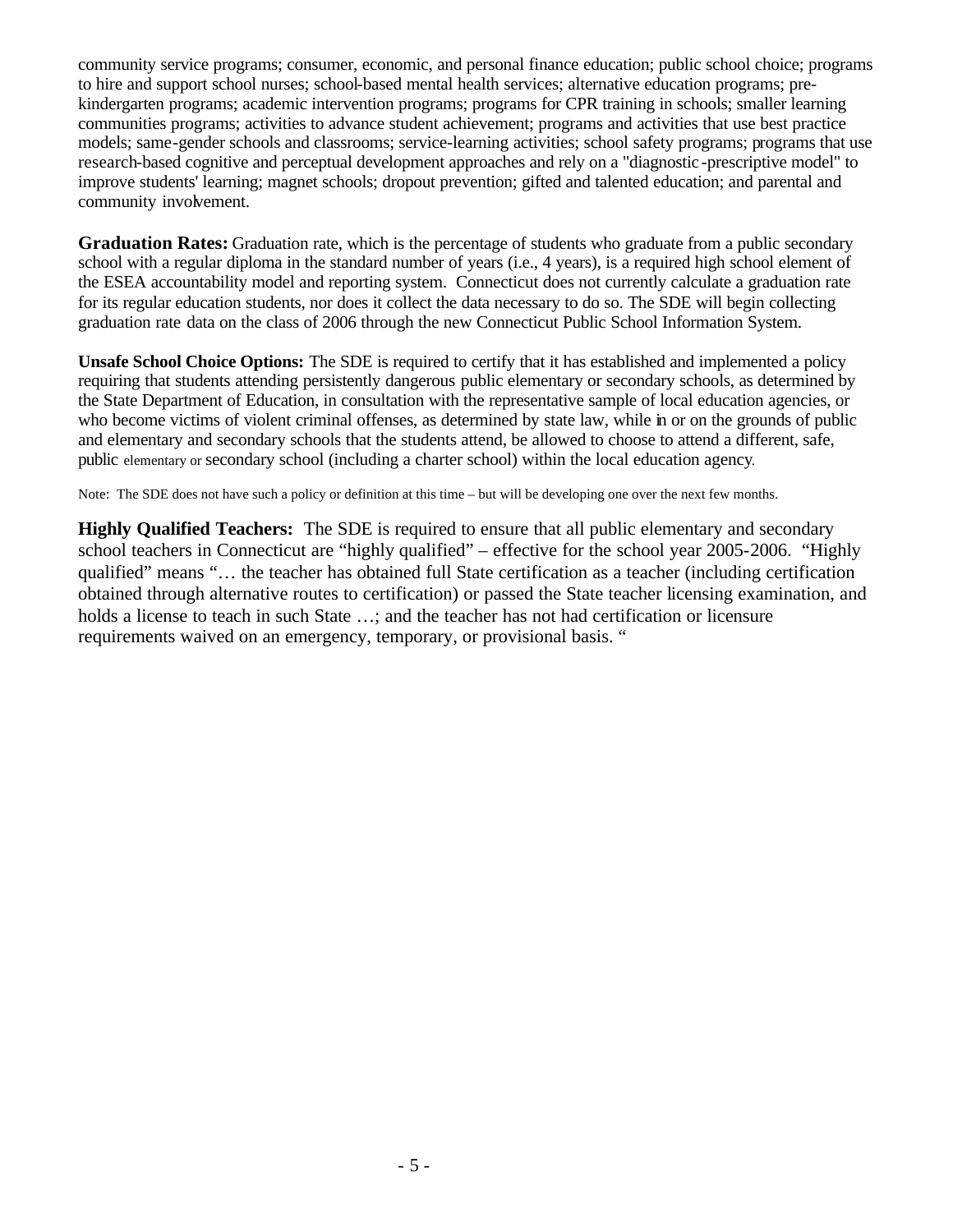community service programs; consumer, economic, and personal finance education; public school choice; programs to hire and support school nurses; school-based mental health services; alternative education programs; pre-kindergarten programs; academic intervention programs; programs for CPR training in schools; smaller learning communities programs; activities to advance student achievement; programs and activities that use best practice models; same-gender schools and classrooms; service-learning activities; school safety programs; programs that use research-based cognitive and perceptual development approaches and rely on a "diagnostic-prescriptive model" to improve students' learning; magnet schools; dropout prevention; gifted and talented education; and parental and community involvement.

**Graduation Rates:** Graduation rate, which is the percentage of students who graduate from a public secondary school with a regular diploma in the standard number of years (i.e., 4 years), is a required high school element of the ESEA accountability model and reporting system. Connecticut does not currently calculate a graduation rate for its regular education students, nor does it collect the data necessary to do so. The SDE will begin collecting graduation rate data on the class of 2006 through the new Connecticut Public School Information System.

**Unsafe School Choice Options:** The SDE is required to certify that it has established and implemented a policy requiring that students attending persistently dangerous public elementary or secondary schools, as determined by the State Department of Education, in consultation with the representative sample of local education agencies, or who become victims of violent criminal offenses, as determined by state law, while in or on the grounds of public and elementary and secondary schools that the students attend, be allowed to choose to attend a different, safe, public elementary or secondary school (including a charter school) within the local education agency.

Note: The SDE does not have such a policy or definition at this time – but will be developing one over the next few months.

**Highly Qualified Teachers:** The SDE is required to ensure that all public elementary and secondary school teachers in Connecticut are "highly qualified" – effective for the school year 2005-2006. "Highly qualified" means "… the teacher has obtained full State certification as a teacher (including certification obtained through alternative routes to certification) or passed the State teacher licensing examination, and holds a license to teach in such State …; and the teacher has not had certification or licensure requirements waived on an emergency, temporary, or provisional basis. "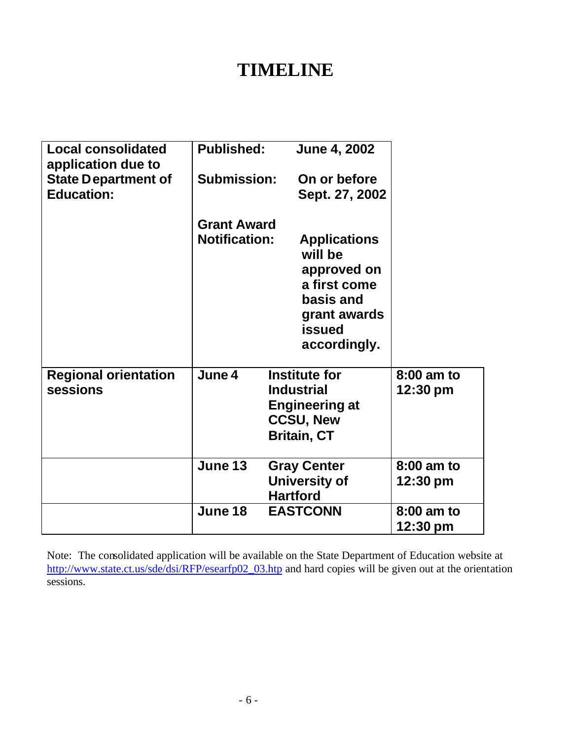# TIMELINE

| | | | |
|---|---|---|---|
| **Local consolidated application due to State Department of Education:** | **Published:** | **June 4, 2002** | |
| | **Submission:** | **On or before Sept. 27, 2002** | |
| | **Grant Award Notification:** | **Applications will be approved on a first come basis and grant awards issued accordingly.** | |
| **Regional orientation sessions** | **June 4** | **Institute for Industrial Engineering at CCSU, New Britain, CT** | **8:00 am to 12:30 pm** |
| | **June 13** | **Gray Center University of Hartford** | **8:00 am to 12:30 pm** |
| | **June 18** | **EASTCONN** | **8:00 am to 12:30 pm** |

Note: The consolidated application will be available on the State Department of Education website at http://www.state.ct.us/sde/dsi/RFP/esearfp02_03.htp and hard copies will be given out at the orientation sessions.